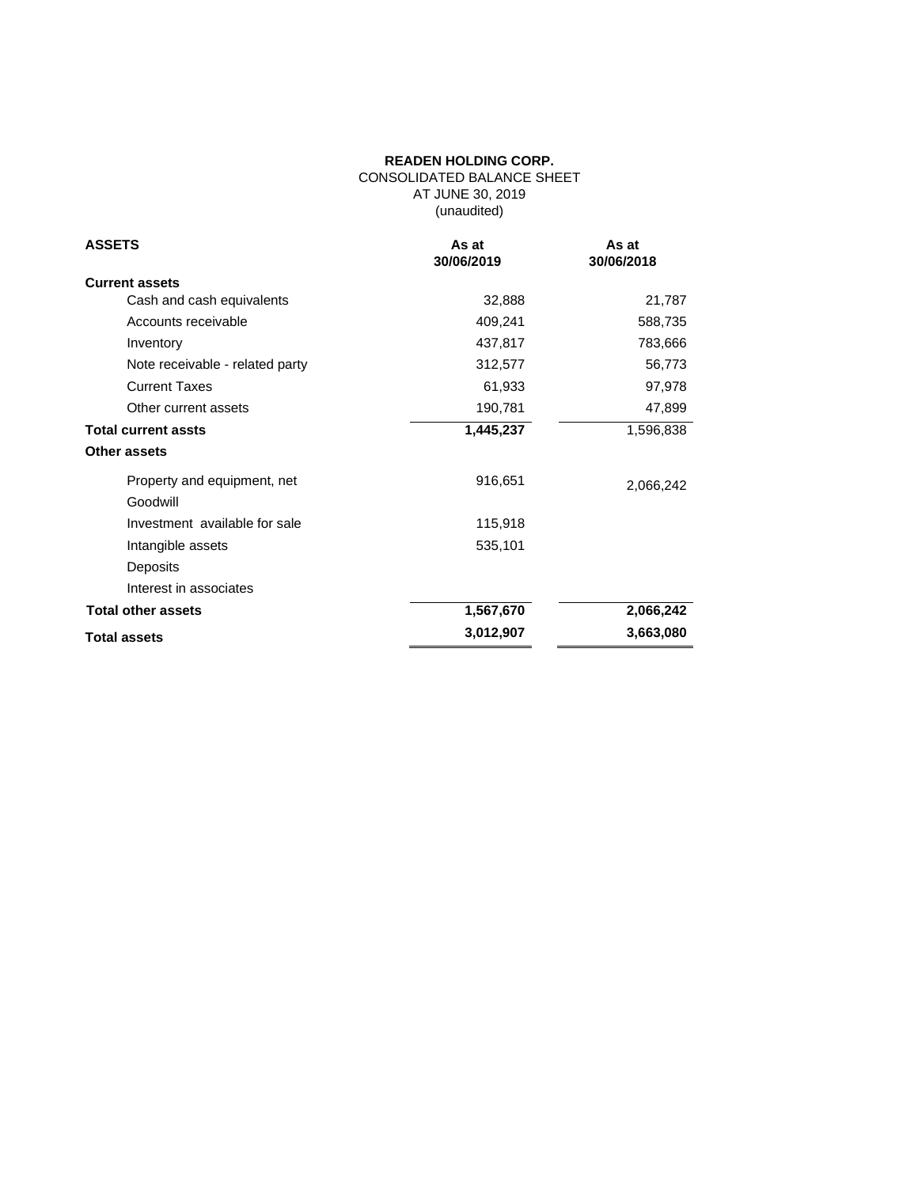**READEN HOLDING CORP.**
CONSOLIDATED BALANCE SHEET
AT JUNE 30, 2019
(unaudited)

| **ASSETS** | **As at 30/06/2019** | **As at 30/06/2018** |
|---|---|---|
| **Current assets** | | |
| Cash and cash equivalents | 32,888 | 21,787 |
| Accounts receivable | 409,241 | 588,735 |
| Inventory | 437,817 | 783,666 |
| Note receivable - related party | 312,577 | 56,773 |
| Current Taxes | 61,933 | 97,978 |
| Other current assets | 190,781 | 47,899 |
| **Total current assts** | **1,445,237** | 1,596,838 |
| **Other assets** | | |
| Property and equipment, net | 916,651 | 2,066,242 |
| Goodwill | | |
| Investment available for sale | 115,918 | |
| Intangible assets | 535,101 | |
| Deposits | | |
| Interest in associates | | |
| **Total other assets** | **1,567,670** | **2,066,242** |
| **Total assets** | **3,012,907** | **3,663,080** |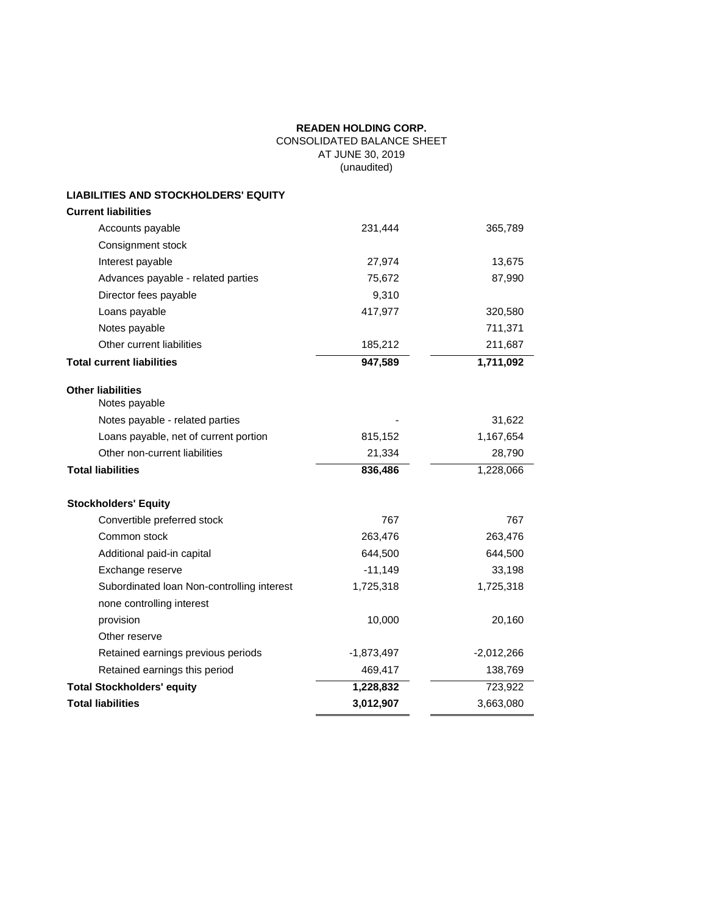**READEN HOLDING CORP.**
CONSOLIDATED BALANCE SHEET
AT JUNE 30, 2019
(unaudited)

| **LIABILITIES AND STOCKHOLDERS' EQUITY** | | |
|---|---|---|
| **Current liabilities** | | |
| Accounts payable | 231,444 | 365,789 |
| Consignment stock | | |
| Interest payable | 27,974 | 13,675 |
| Advances payable - related parties | 75,672 | 87,990 |
| Director fees payable | 9,310 | |
| Loans payable | 417,977 | 320,580 |
| Notes payable | | 711,371 |
| Other current liabilities | 185,212 | 211,687 |
| **Total current liabilities** | **947,589** | **1,711,092** |
| **Other liabilities** | | |
| Notes payable | | |
| Notes payable - related parties | - | 31,622 |
| Loans payable, net of current portion | 815,152 | 1,167,654 |
| Other non-current liabilities | 21,334 | 28,790 |
| **Total liabilities** | **836,486** | 1,228,066 |
| **Stockholders' Equity** | | |
| Convertible preferred stock | 767 | 767 |
| Common stock | 263,476 | 263,476 |
| Additional paid-in capital | 644,500 | 644,500 |
| Exchange reserve | -11,149 | 33,198 |
| Subordinated loan Non-controlling interest | 1,725,318 | 1,725,318 |
| none controlling interest | | |
| provision | 10,000 | 20,160 |
| Other reserve | | |
| Retained earnings previous periods | -1,873,497 | -2,012,266 |
| Retained earnings this period | 469,417 | 138,769 |
| **Total Stockholders' equity** | **1,228,832** | 723,922 |
| **Total liabilities** | **3,012,907** | 3,663,080 |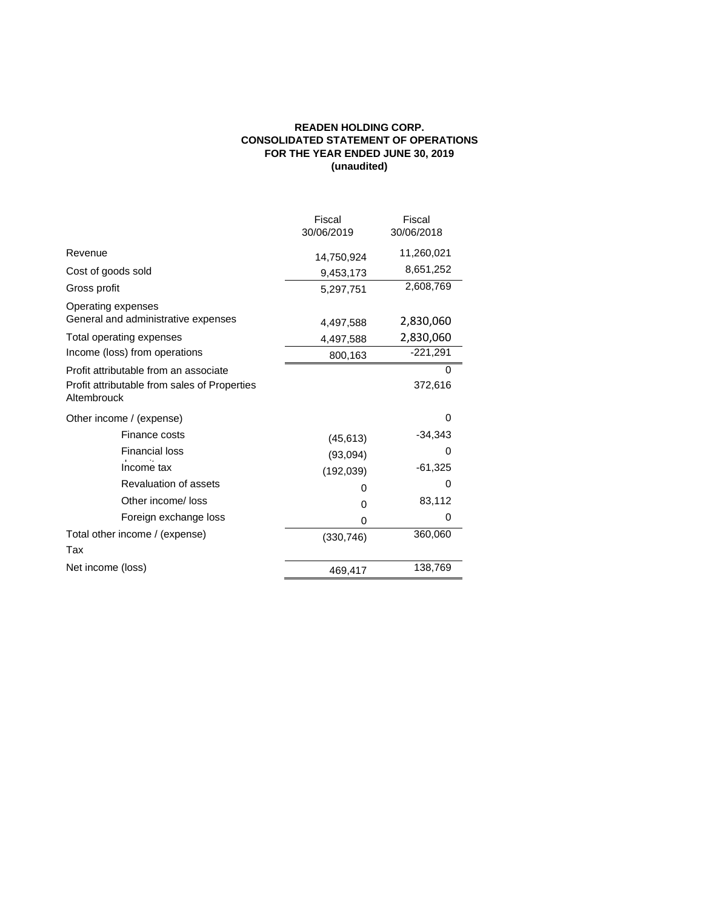**READEN HOLDING CORP.**
**CONSOLIDATED STATEMENT OF OPERATIONS**
**FOR THE YEAR ENDED JUNE 30, 2019**
**(unaudited)**

| | Fiscal 30/06/2019 | Fiscal 30/06/2018 |
|---|---|---|
| Revenue | 14,750,924 | 11,260,021 |
| Cost of goods sold | 9,453,173 | 8,651,252 |
| Gross profit | 5,297,751 | 2,608,769 |
| Operating expenses | | |
| General and administrative expenses | 4,497,588 | 2,830,060 |
| Total operating expenses | 4,497,588 | 2,830,060 |
| Income (loss) from operations | 800,163 | -221,291 |
| Profit attributable from an associate | | 0 |
| Profit attributable from sales of Properties Altembrouck | | 372,616 |
| Other income / (expense) | | 0 |
| Finance costs | (45,613) | -34,343 |
| Financial loss | (93,094) | 0 |
| Income tax | (192,039) | -61,325 |
| Revaluation of assets | 0 | 0 |
| Other income/ loss | 0 | 83,112 |
| Foreign exchange loss | 0 | 0 |
| Total other income / (expense) | (330,746) | 360,060 |
| Tax | | |
| Net income (loss) | 469,417 | 138,769 |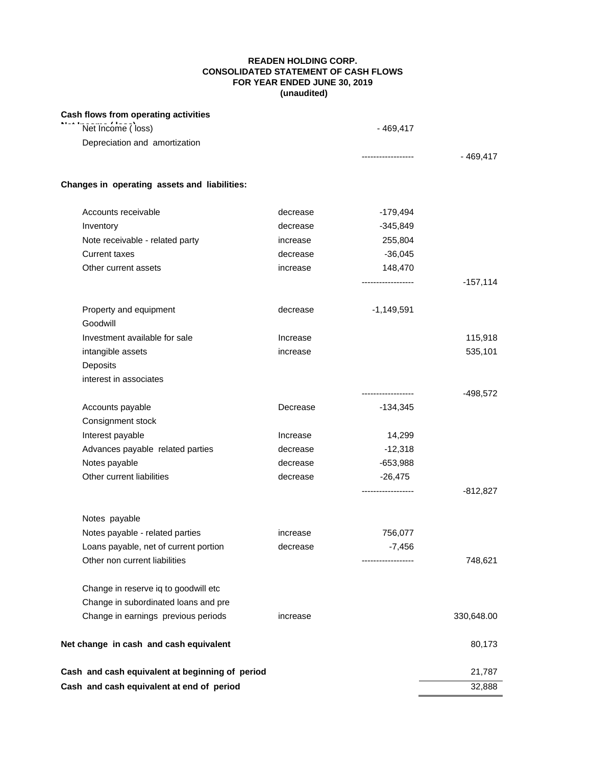**READEN HOLDING CORP.**
**CONSOLIDATED STATEMENT OF CASH FLOWS**
**FOR YEAR ENDED JUNE 30, 2019**
**(unaudited)**

| | | | |
|---|---|---|---|
| **Cash flows from operating activities** | | | |
| Net Income ( loss) | | - 469,417 | |
| Depreciation and amortization | | | |
| | | ------------------ | - 469,417 |
| **Changes in operating assets and liabilities:** | | | |
| Accounts receivable | decrease | -179,494 | |
| Inventory | decrease | -345,849 | |
| Note receivable - related party | increase | 255,804 | |
| Current taxes | decrease | -36,045 | |
| Other current assets | increase | 148,470 | |
| | | ------------------ | -157,114 |
| Property and equipment | decrease | -1,149,591 | |
| Goodwill | | | |
| Investment available for sale | Increase | | 115,918 |
| intangible assets | increase | | 535,101 |
| Deposits | | | |
| interest in associates | | | |
| | | ------------------ | -498,572 |
| Accounts payable | Decrease | -134,345 | |
| Consignment stock | | | |
| Interest payable | Increase | 14,299 | |
| Advances payable related parties | decrease | -12,318 | |
| Notes payable | decrease | -653,988 | |
| Other current liabilities | decrease | -26,475 | |
| | | ------------------ | -812,827 |
| Notes payable | | | |
| Notes payable - related parties | increase | 756,077 | |
| Loans payable, net of current portion | decrease | -7,456 | |
| Other non current liabilities | | ------------------ | 748,621 |
| Change in reserve iq to goodwill etc | | | |
| Change in subordinated loans and pre | | | |
| Change in earnings previous periods | increase | | 330,648.00 |
| **Net change in cash and cash equivalent** | | | 80,173 |
| **Cash and cash equivalent at beginning of period** | | | 21,787 |
| **Cash and cash equivalent at end of period** | | | 32,888 |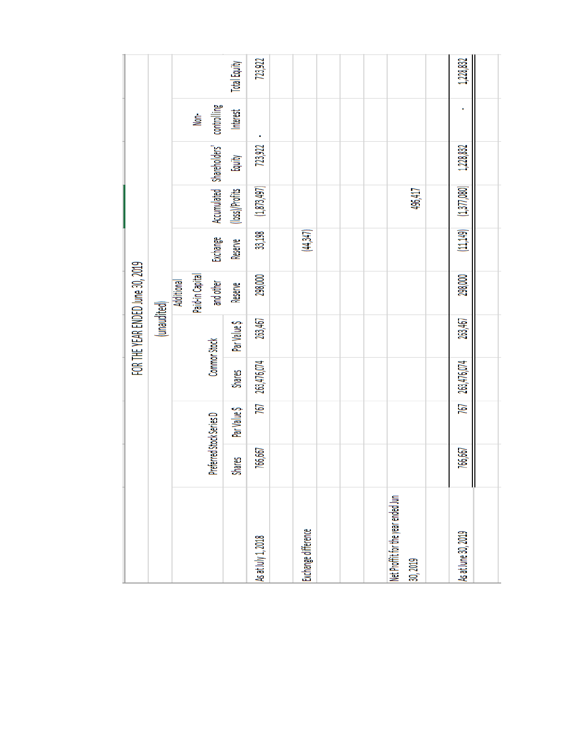## FOR THE YEAR ENDED June 30, 2019

(unaudited)

| | Preferred Stock Series D | | Common Stock | | Additional Paid-in Capital and other Reserve | Exchange Reserve | Accumulated (loss)/Profits | Shareholders' Equity | Non-controlling Interest | Total Equity |
|---|---|---|---|---|---|---|---|---|---|---|
| | Shares | Par Value $ | Shares | Par Value $ | | | | | | |
| As at July 1, 2018 | 766,667 | 767 | 263,476,074 | 263,467 | 298,000 | 33,198 | (1,873,497) | 723,922 | - | 723,922 |
| Exchange difference | | | | | | (44,347) | | | | |
| Net Profit for the year ended Jun 30, 2019 | | | | | | | 496,417 | | | |
| As at June 30, 2019 | 766,667 | 767 | 263,476,074 | 263,467 | 298,000 | (11,149) | (1,377,080) | 1,228,832 | - | 1,228,832 |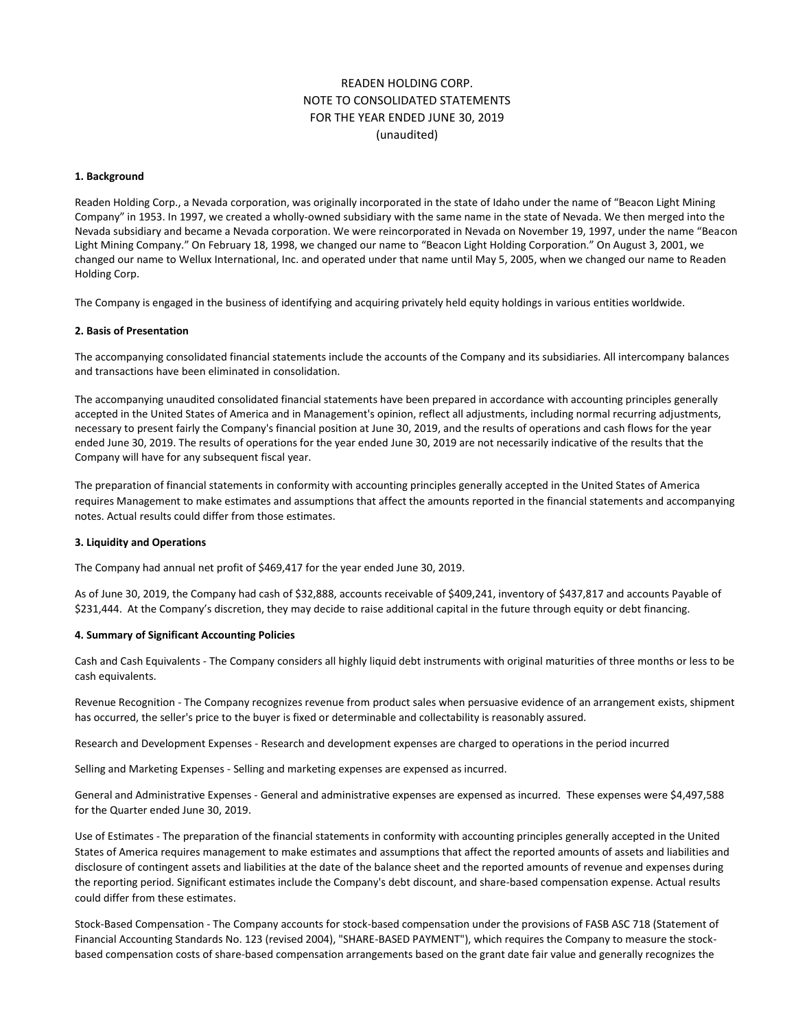# READEN HOLDING CORP.
# NOTE TO CONSOLIDATED STATEMENTS
# FOR THE YEAR ENDED JUNE 30, 2019
# (unaudited)

**1. Background**

Readen Holding Corp., a Nevada corporation, was originally incorporated in the state of Idaho under the name of "Beacon Light Mining Company" in 1953. In 1997, we created a wholly-owned subsidiary with the same name in the state of Nevada. We then merged into the Nevada subsidiary and became a Nevada corporation. We were reincorporated in Nevada on November 19, 1997, under the name "Beacon Light Mining Company." On February 18, 1998, we changed our name to "Beacon Light Holding Corporation." On August 3, 2001, we changed our name to Wellux International, Inc. and operated under that name until May 5, 2005, when we changed our name to Readen Holding Corp.

The Company is engaged in the business of identifying and acquiring privately held equity holdings in various entities worldwide.

**2. Basis of Presentation**

The accompanying consolidated financial statements include the accounts of the Company and its subsidiaries. All intercompany balances and transactions have been eliminated in consolidation.

The accompanying unaudited consolidated financial statements have been prepared in accordance with accounting principles generally accepted in the United States of America and in Management's opinion, reflect all adjustments, including normal recurring adjustments, necessary to present fairly the Company's financial position at June 30, 2019, and the results of operations and cash flows for the year ended June 30, 2019. The results of operations for the year ended June 30, 2019 are not necessarily indicative of the results that the Company will have for any subsequent fiscal year.

The preparation of financial statements in conformity with accounting principles generally accepted in the United States of America requires Management to make estimates and assumptions that affect the amounts reported in the financial statements and accompanying notes. Actual results could differ from those estimates.

**3. Liquidity and Operations**

The Company had annual net profit of $469,417 for the year ended June 30, 2019.

As of June 30, 2019, the Company had cash of $32,888, accounts receivable of $409,241, inventory of $437,817 and accounts Payable of $231,444. At the Company's discretion, they may decide to raise additional capital in the future through equity or debt financing.

**4. Summary of Significant Accounting Policies**

Cash and Cash Equivalents - The Company considers all highly liquid debt instruments with original maturities of three months or less to be cash equivalents.

Revenue Recognition - The Company recognizes revenue from product sales when persuasive evidence of an arrangement exists, shipment has occurred, the seller's price to the buyer is fixed or determinable and collectability is reasonably assured.

Research and Development Expenses - Research and development expenses are charged to operations in the period incurred

Selling and Marketing Expenses - Selling and marketing expenses are expensed as incurred.

General and Administrative Expenses - General and administrative expenses are expensed as incurred. These expenses were $4,497,588 for the Quarter ended June 30, 2019.

Use of Estimates - The preparation of the financial statements in conformity with accounting principles generally accepted in the United States of America requires management to make estimates and assumptions that affect the reported amounts of assets and liabilities and disclosure of contingent assets and liabilities at the date of the balance sheet and the reported amounts of revenue and expenses during the reporting period. Significant estimates include the Company's debt discount, and share-based compensation expense. Actual results could differ from these estimates.

Stock-Based Compensation - The Company accounts for stock-based compensation under the provisions of FASB ASC 718 (Statement of Financial Accounting Standards No. 123 (revised 2004), "SHARE-BASED PAYMENT"), which requires the Company to measure the stock-based compensation costs of share-based compensation arrangements based on the grant date fair value and generally recognizes the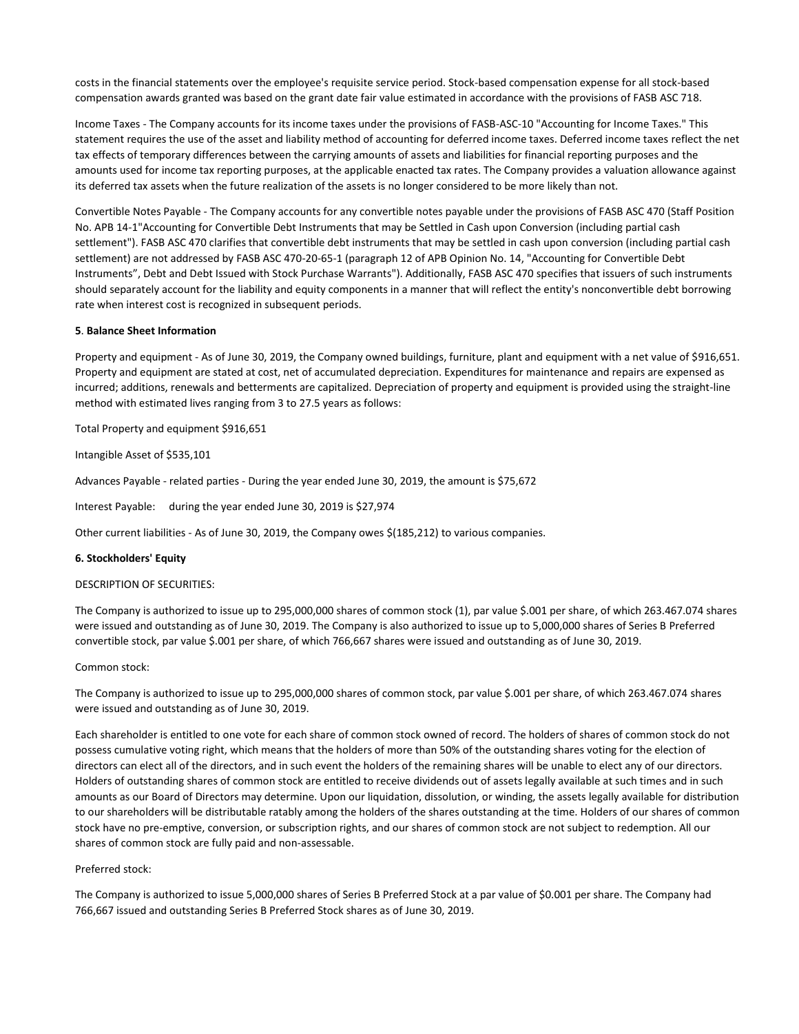costs in the financial statements over the employee's requisite service period. Stock-based compensation expense for all stock-based compensation awards granted was based on the grant date fair value estimated in accordance with the provisions of FASB ASC 718.

Income Taxes - The Company accounts for its income taxes under the provisions of FASB-ASC-10 "Accounting for Income Taxes." This statement requires the use of the asset and liability method of accounting for deferred income taxes. Deferred income taxes reflect the net tax effects of temporary differences between the carrying amounts of assets and liabilities for financial reporting purposes and the amounts used for income tax reporting purposes, at the applicable enacted tax rates. The Company provides a valuation allowance against its deferred tax assets when the future realization of the assets is no longer considered to be more likely than not.

Convertible Notes Payable - The Company accounts for any convertible notes payable under the provisions of FASB ASC 470 (Staff Position No. APB 14-1"Accounting for Convertible Debt Instruments that may be Settled in Cash upon Conversion (including partial cash settlement"). FASB ASC 470 clarifies that convertible debt instruments that may be settled in cash upon conversion (including partial cash settlement) are not addressed by FASB ASC 470-20-65-1 (paragraph 12 of APB Opinion No. 14, "Accounting for Convertible Debt Instruments", Debt and Debt Issued with Stock Purchase Warrants"). Additionally, FASB ASC 470 specifies that issuers of such instruments should separately account for the liability and equity components in a manner that will reflect the entity's nonconvertible debt borrowing rate when interest cost is recognized in subsequent periods.

**5**. **Balance Sheet Information**

Property and equipment - As of June 30, 2019, the Company owned buildings, furniture, plant and equipment with a net value of $916,651. Property and equipment are stated at cost, net of accumulated depreciation. Expenditures for maintenance and repairs are expensed as incurred; additions, renewals and betterments are capitalized. Depreciation of property and equipment is provided using the straight-line method with estimated lives ranging from 3 to 27.5 years as follows:

Total Property and equipment $916,651

Intangible Asset of $535,101

Advances Payable - related parties - During the year ended June 30, 2019, the amount is $75,672

Interest Payable: during the year ended June 30, 2019 is $27,974

Other current liabilities - As of June 30, 2019, the Company owes $(185,212) to various companies.

**6. Stockholders' Equity**

DESCRIPTION OF SECURITIES:

The Company is authorized to issue up to 295,000,000 shares of common stock (1), par value $.001 per share, of which 263.467.074 shares were issued and outstanding as of June 30, 2019. The Company is also authorized to issue up to 5,000,000 shares of Series B Preferred convertible stock, par value $.001 per share, of which 766,667 shares were issued and outstanding as of June 30, 2019.

Common stock:

The Company is authorized to issue up to 295,000,000 shares of common stock, par value $.001 per share, of which 263.467.074 shares were issued and outstanding as of June 30, 2019.

Each shareholder is entitled to one vote for each share of common stock owned of record. The holders of shares of common stock do not possess cumulative voting right, which means that the holders of more than 50% of the outstanding shares voting for the election of directors can elect all of the directors, and in such event the holders of the remaining shares will be unable to elect any of our directors. Holders of outstanding shares of common stock are entitled to receive dividends out of assets legally available at such times and in such amounts as our Board of Directors may determine. Upon our liquidation, dissolution, or winding, the assets legally available for distribution to our shareholders will be distributable ratably among the holders of the shares outstanding at the time. Holders of our shares of common stock have no pre-emptive, conversion, or subscription rights, and our shares of common stock are not subject to redemption. All our shares of common stock are fully paid and non-assessable.

Preferred stock:

The Company is authorized to issue 5,000,000 shares of Series B Preferred Stock at a par value of $0.001 per share. The Company had 766,667 issued and outstanding Series B Preferred Stock shares as of June 30, 2019.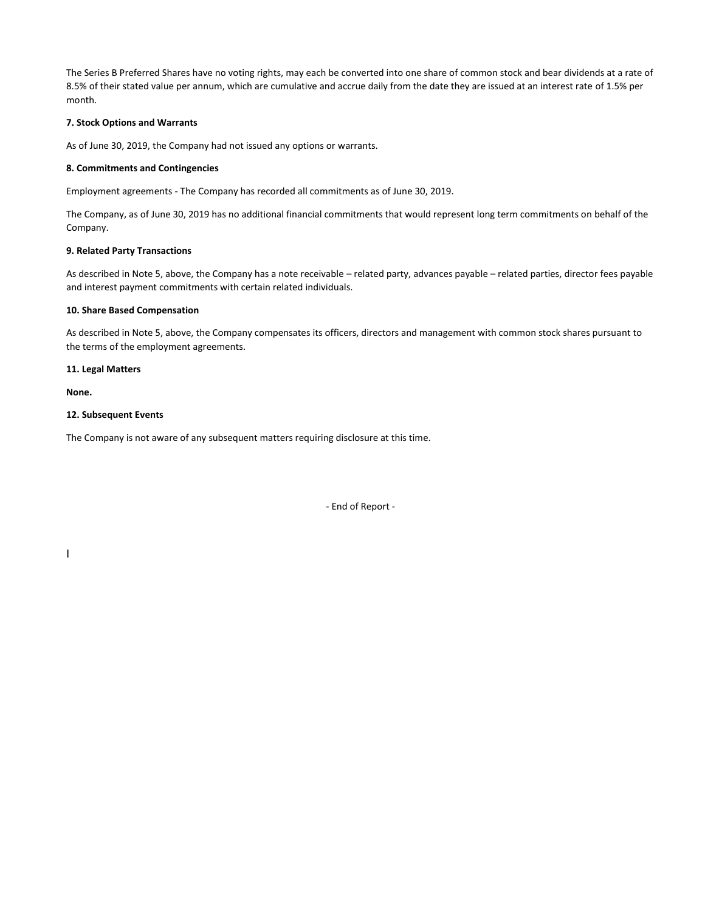The Series B Preferred Shares have no voting rights, may each be converted into one share of common stock and bear dividends at a rate of 8.5% of their stated value per annum, which are cumulative and accrue daily from the date they are issued at an interest rate of 1.5% per month.

**7. Stock Options and Warrants**

As of June 30, 2019, the Company had not issued any options or warrants.

**8. Commitments and Contingencies**

Employment agreements - The Company has recorded all commitments as of June 30, 2019.

The Company, as of June 30, 2019 has no additional financial commitments that would represent long term commitments on behalf of the Company.

**9. Related Party Transactions**

As described in Note 5, above, the Company has a note receivable – related party, advances payable – related parties, director fees payable and interest payment commitments with certain related individuals.

**10. Share Based Compensation**

As described in Note 5, above, the Company compensates its officers, directors and management with common stock shares pursuant to the terms of the employment agreements.

**11. Legal Matters**

**None.**

**12. Subsequent Events**

The Company is not aware of any subsequent matters requiring disclosure at this time.

- End of Report -